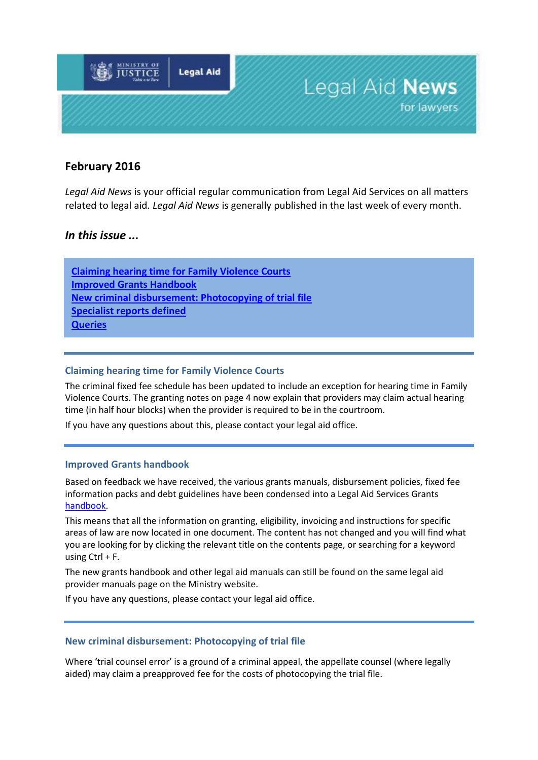Legal Aid News for lawyers

## February 2016

*Legal Aid News* is your official regular communication from Legal Aid Services on all matters related to legal aid. *Legal Aid News* is generally published in the last week of every month.

### *In this issue ...*

**Claiming hearing time for Family Violence Courts**
**Improved Grants Handbook**
**New criminal disbursement: Photocopying of trial file**
**Specialist reports defined**
**Queries**

---

### Claiming hearing time for Family Violence Courts

The criminal fixed fee schedule has been updated to include an exception for hearing time in Family Violence Courts. The granting notes on page 4 now explain that providers may claim actual hearing time (in half hour blocks) when the provider is required to be in the courtroom.

If you have any questions about this, please contact your legal aid office.

---

### Improved Grants handbook

Based on feedback we have received, the various grants manuals, disbursement policies, fixed fee information packs and debt guidelines have been condensed into a Legal Aid Services Grants handbook.

This means that all the information on granting, eligibility, invoicing and instructions for specific areas of law are now located in one document. The content has not changed and you will find what you are looking for by clicking the relevant title on the contents page, or searching for a keyword using Ctrl + F.

The new grants handbook and other legal aid manuals can still be found on the same legal aid provider manuals page on the Ministry website.

If you have any questions, please contact your legal aid office.

---

### New criminal disbursement: Photocopying of trial file

Where 'trial counsel error' is a ground of a criminal appeal, the appellate counsel (where legally aided) may claim a preapproved fee for the costs of photocopying the trial file.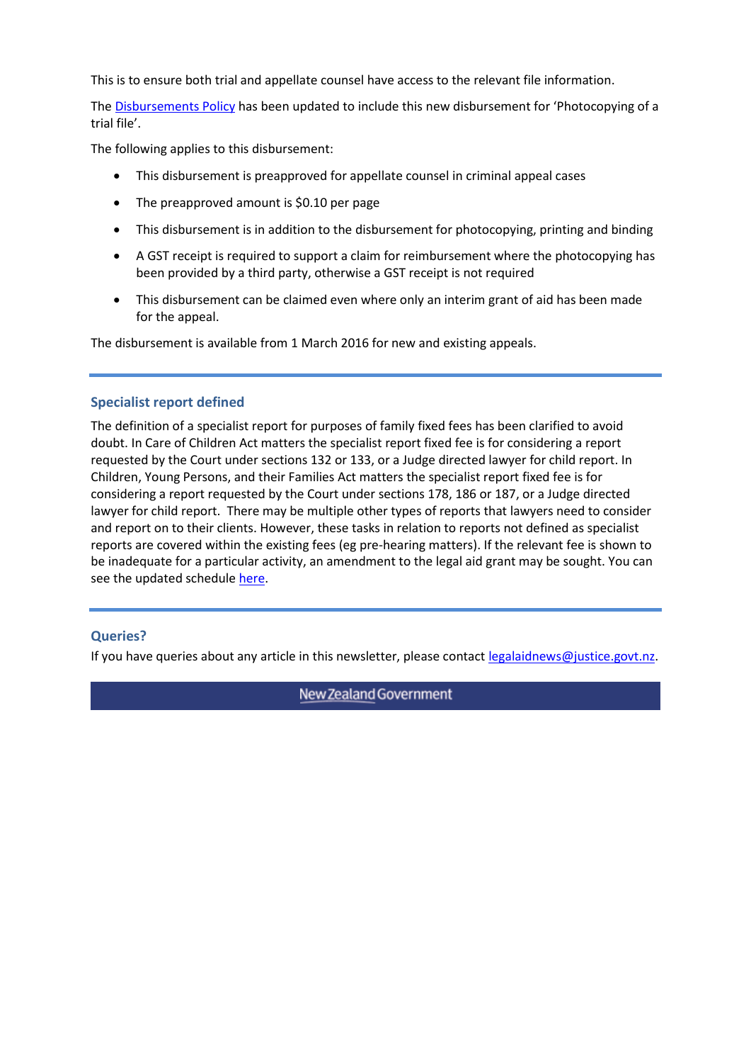This is to ensure both trial and appellate counsel have access to the relevant file information.

The Disbursements Policy has been updated to include this new disbursement for 'Photocopying of a trial file'.

The following applies to this disbursement:

- This disbursement is preapproved for appellate counsel in criminal appeal cases
- The preapproved amount is $0.10 per page
- This disbursement is in addition to the disbursement for photocopying, printing and binding
- A GST receipt is required to support a claim for reimbursement where the photocopying has been provided by a third party, otherwise a GST receipt is not required
- This disbursement can be claimed even where only an interim grant of aid has been made for the appeal.

The disbursement is available from 1 March 2016 for new and existing appeals.

---

### Specialist report defined

The definition of a specialist report for purposes of family fixed fees has been clarified to avoid doubt. In Care of Children Act matters the specialist report fixed fee is for considering a report requested by the Court under sections 132 or 133, or a Judge directed lawyer for child report. In Children, Young Persons, and their Families Act matters the specialist report fixed fee is for considering a report requested by the Court under sections 178, 186 or 187, or a Judge directed lawyer for child report. There may be multiple other types of reports that lawyers need to consider and report on to their clients. However, these tasks in relation to reports not defined as specialist reports are covered within the existing fees (eg pre-hearing matters). If the relevant fee is shown to be inadequate for a particular activity, an amendment to the legal aid grant may be sought. You can see the updated schedule here.

---

### Queries?

If you have queries about any article in this newsletter, please contact legalaidnews@justice.govt.nz.

New Zealand Government